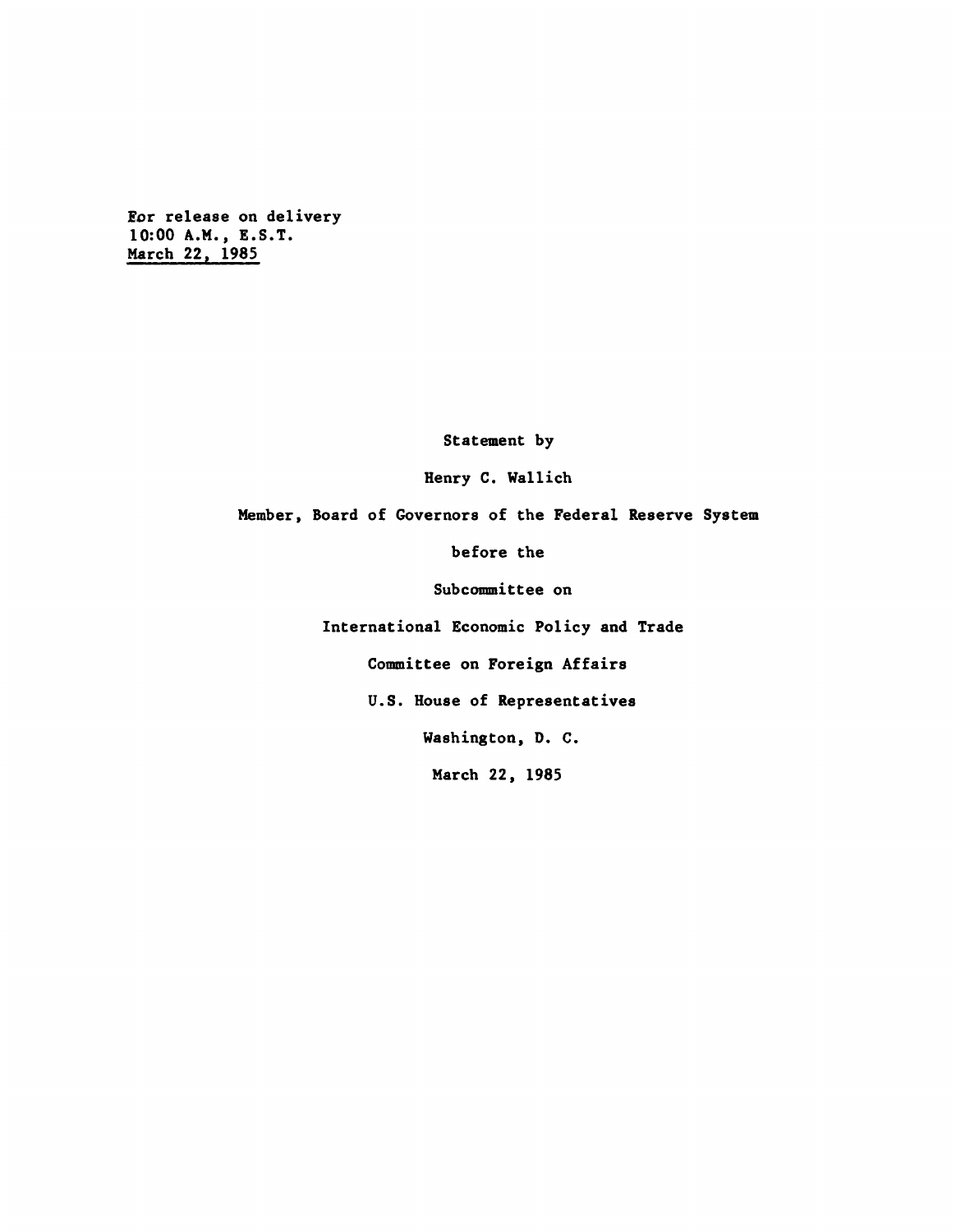For release on delivery
10:00 A.M., E.S.T.
March 22, 1985

Statement by

Henry C. Wallich

Member, Board of Governors of the Federal Reserve System

before the

Subcommittee on

International Economic Policy and Trade

Committee on Foreign Affairs

U.S. House of Representatives

Washington, D. C.

March 22, 1985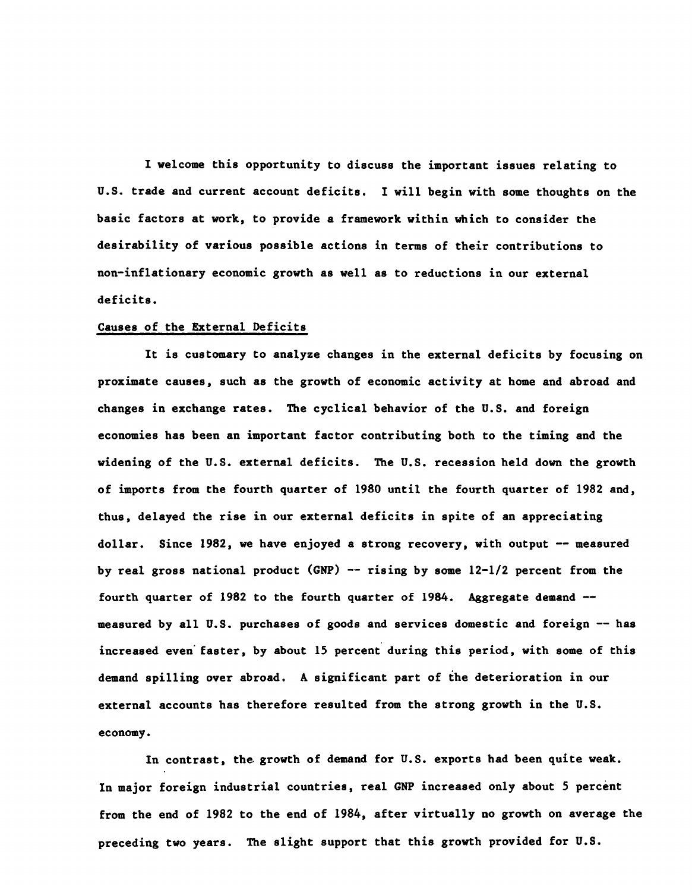I welcome this opportunity to discuss the important issues relating to U.S. trade and current account deficits. I will begin with some thoughts on the basic factors at work, to provide a framework within which to consider the desirability of various possible actions in terms of their contributions to non-inflationary economic growth as well as to reductions in our external deficits.

## Causes of the External Deficits

It is customary to analyze changes in the external deficits by focusing on proximate causes, such as the growth of economic activity at home and abroad and changes in exchange rates. The cyclical behavior of the U.S. and foreign economies has been an important factor contributing both to the timing and the widening of the U.S. external deficits. The U.S. recession held down the growth of imports from the fourth quarter of 1980 until the fourth quarter of 1982 and, thus, delayed the rise in our external deficits in spite of an appreciating dollar. Since 1982, we have enjoyed a strong recovery, with output -- measured by real gross national product (GNP) -- rising by some 12-1/2 percent from the fourth quarter of 1982 to the fourth quarter of 1984. Aggregate demand -- measured by all U.S. purchases of goods and services domestic and foreign -- has increased even faster, by about 15 percent during this period, with some of this demand spilling over abroad. A significant part of the deterioration in our external accounts has therefore resulted from the strong growth in the U.S. economy.

In contrast, the growth of demand for U.S. exports had been quite weak. In major foreign industrial countries, real GNP increased only about 5 percent from the end of 1982 to the end of 1984, after virtually no growth on average the preceding two years. The slight support that this growth provided for U.S.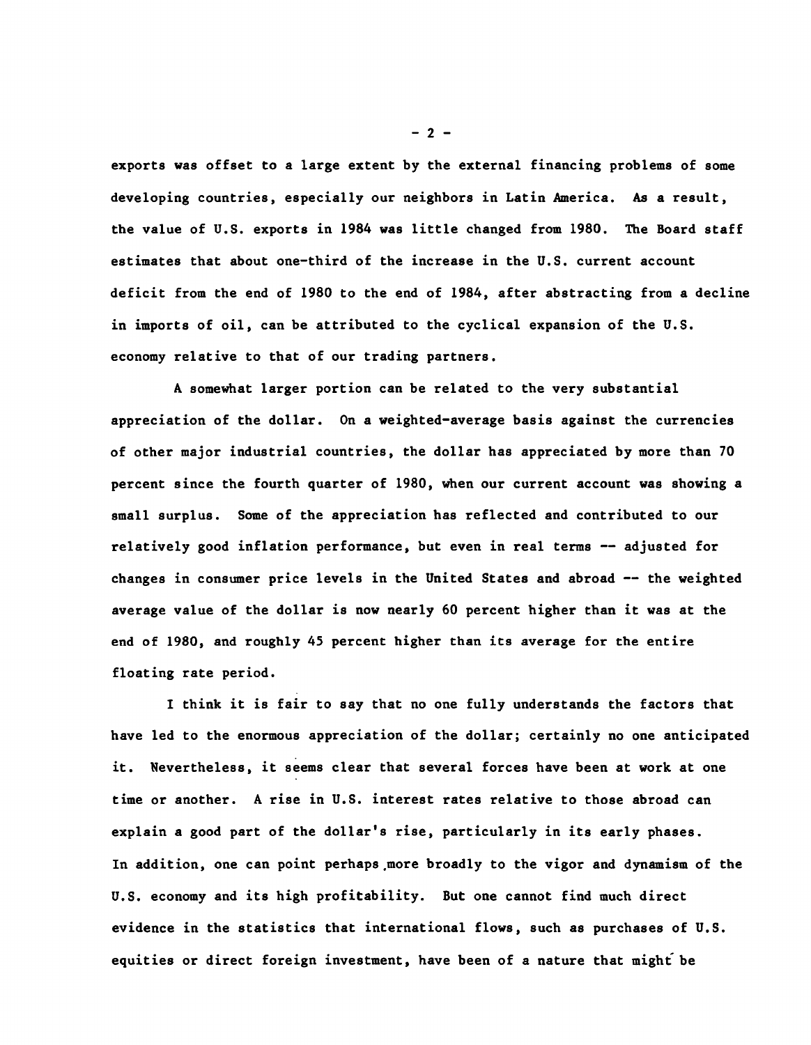exports was offset to a large extent by the external financing problems of some developing countries, especially our neighbors in Latin America. As a result, the value of U.S. exports in 1984 was little changed from 1980. The Board staff estimates that about one-third of the increase in the U.S. current account deficit from the end of 1980 to the end of 1984, after abstracting from a decline in imports of oil, can be attributed to the cyclical expansion of the U.S. economy relative to that of our trading partners.

A somewhat larger portion can be related to the very substantial appreciation of the dollar. On a weighted-average basis against the currencies of other major industrial countries, the dollar has appreciated by more than 70 percent since the fourth quarter of 1980, when our current account was showing a small surplus. Some of the appreciation has reflected and contributed to our relatively good inflation performance, but even in real terms -- adjusted for changes in consumer price levels in the United States and abroad -- the weighted average value of the dollar is now nearly 60 percent higher than it was at the end of 1980, and roughly 45 percent higher than its average for the entire floating rate period.

I think it is fair to say that no one fully understands the factors that have led to the enormous appreciation of the dollar; certainly no one anticipated it. Nevertheless, it seems clear that several forces have been at work at one time or another. A rise in U.S. interest rates relative to those abroad can explain a good part of the dollar's rise, particularly in its early phases. In addition, one can point perhaps more broadly to the vigor and dynamism of the U.S. economy and its high profitability. But one cannot find much direct evidence in the statistics that international flows, such as purchases of U.S. equities or direct foreign investment, have been of a nature that might be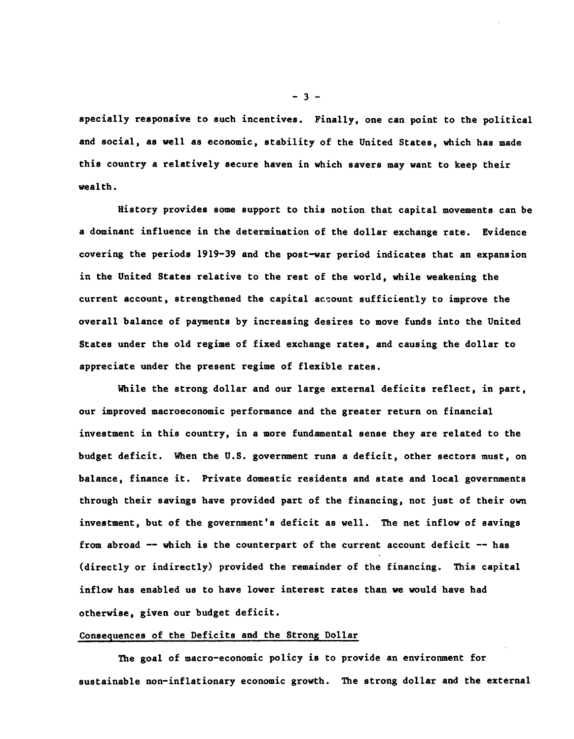specially responsive to such incentives. Finally, one can point to the political and social, as well as economic, stability of the United States, which has made this country a relatively secure haven in which savers may want to keep their wealth.

History provides some support to this notion that capital movements can be a dominant influence in the determination of the dollar exchange rate. Evidence covering the periods 1919-39 and the post-war period indicates that an expansion in the United States relative to the rest of the world, while weakening the current account, strengthened the capital account sufficiently to improve the overall balance of payments by increasing desires to move funds into the United States under the old regime of fixed exchange rates, and causing the dollar to appreciate under the present regime of flexible rates.

While the strong dollar and our large external deficits reflect, in part, our improved macroeconomic performance and the greater return on financial investment in this country, in a more fundamental sense they are related to the budget deficit. When the U.S. government runs a deficit, other sectors must, on balance, finance it. Private domestic residents and state and local governments through their savings have provided part of the financing, not just of their own investment, but of the government's deficit as well. The net inflow of savings from abroad -- which is the counterpart of the current account deficit -- has (directly or indirectly) provided the remainder of the financing. This capital inflow has enabled us to have lower interest rates than we would have had otherwise, given our budget deficit.

## Consequences of the Deficits and the Strong Dollar

The goal of macro-economic policy is to provide an environment for sustainable non-inflationary economic growth. The strong dollar and the external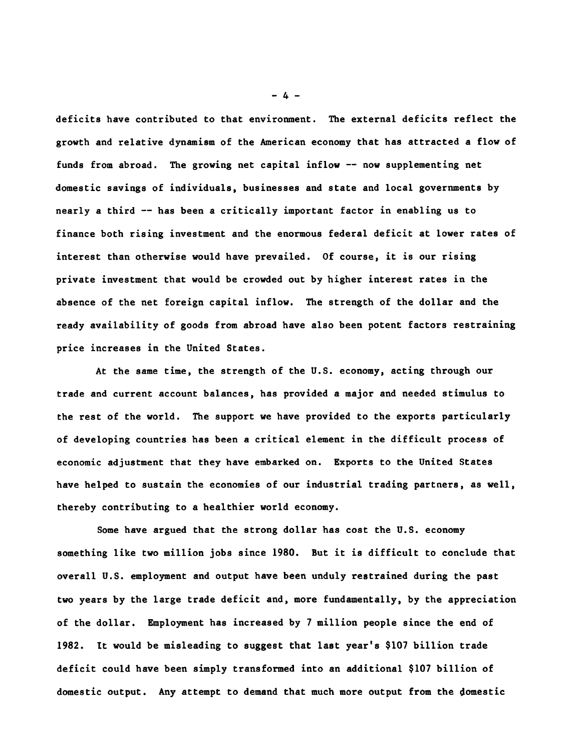deficits have contributed to that environment. The external deficits reflect the growth and relative dynamism of the American economy that has attracted a flow of funds from abroad. The growing net capital inflow -- now supplementing net domestic savings of individuals, businesses and state and local governments by nearly a third -- has been a critically important factor in enabling us to finance both rising investment and the enormous federal deficit at lower rates of interest than otherwise would have prevailed. Of course, it is our rising private investment that would be crowded out by higher interest rates in the absence of the net foreign capital inflow. The strength of the dollar and the ready availability of goods from abroad have also been potent factors restraining price increases in the United States.

At the same time, the strength of the U.S. economy, acting through our trade and current account balances, has provided a major and needed stimulus to the rest of the world. The support we have provided to the exports particularly of developing countries has been a critical element in the difficult process of economic adjustment that they have embarked on. Exports to the United States have helped to sustain the economies of our industrial trading partners, as well, thereby contributing to a healthier world economy.

Some have argued that the strong dollar has cost the U.S. economy something like two million jobs since 1980. But it is difficult to conclude that overall U.S. employment and output have been unduly restrained during the past two years by the large trade deficit and, more fundamentally, by the appreciation of the dollar. Employment has increased by 7 million people since the end of 1982. It would be misleading to suggest that last year's $107 billion trade deficit could have been simply transformed into an additional $107 billion of domestic output. Any attempt to demand that much more output from the domestic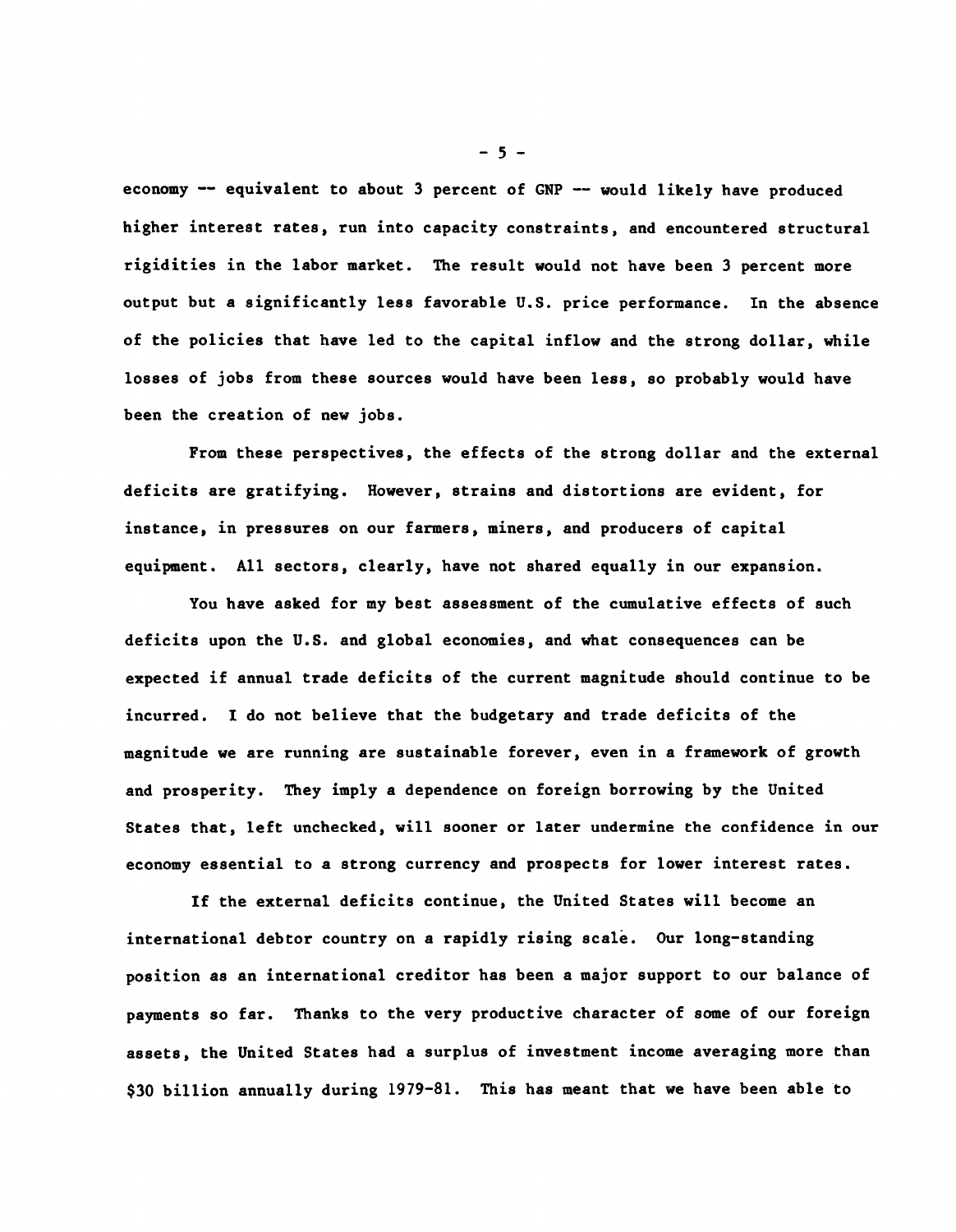economy -- equivalent to about 3 percent of GNP -- would likely have produced higher interest rates, run into capacity constraints, and encountered structural rigidities in the labor market. The result would not have been 3 percent more output but a significantly less favorable U.S. price performance. In the absence of the policies that have led to the capital inflow and the strong dollar, while losses of jobs from these sources would have been less, so probably would have been the creation of new jobs.

From these perspectives, the effects of the strong dollar and the external deficits are gratifying. However, strains and distortions are evident, for instance, in pressures on our farmers, miners, and producers of capital equipment. All sectors, clearly, have not shared equally in our expansion.

You have asked for my best assessment of the cumulative effects of such deficits upon the U.S. and global economies, and what consequences can be expected if annual trade deficits of the current magnitude should continue to be incurred. I do not believe that the budgetary and trade deficits of the magnitude we are running are sustainable forever, even in a framework of growth and prosperity. They imply a dependence on foreign borrowing by the United States that, left unchecked, will sooner or later undermine the confidence in our economy essential to a strong currency and prospects for lower interest rates.

If the external deficits continue, the United States will become an international debtor country on a rapidly rising scale. Our long-standing position as an international creditor has been a major support to our balance of payments so far. Thanks to the very productive character of some of our foreign assets, the United States had a surplus of investment income averaging more than $30 billion annually during 1979-81. This has meant that we have been able to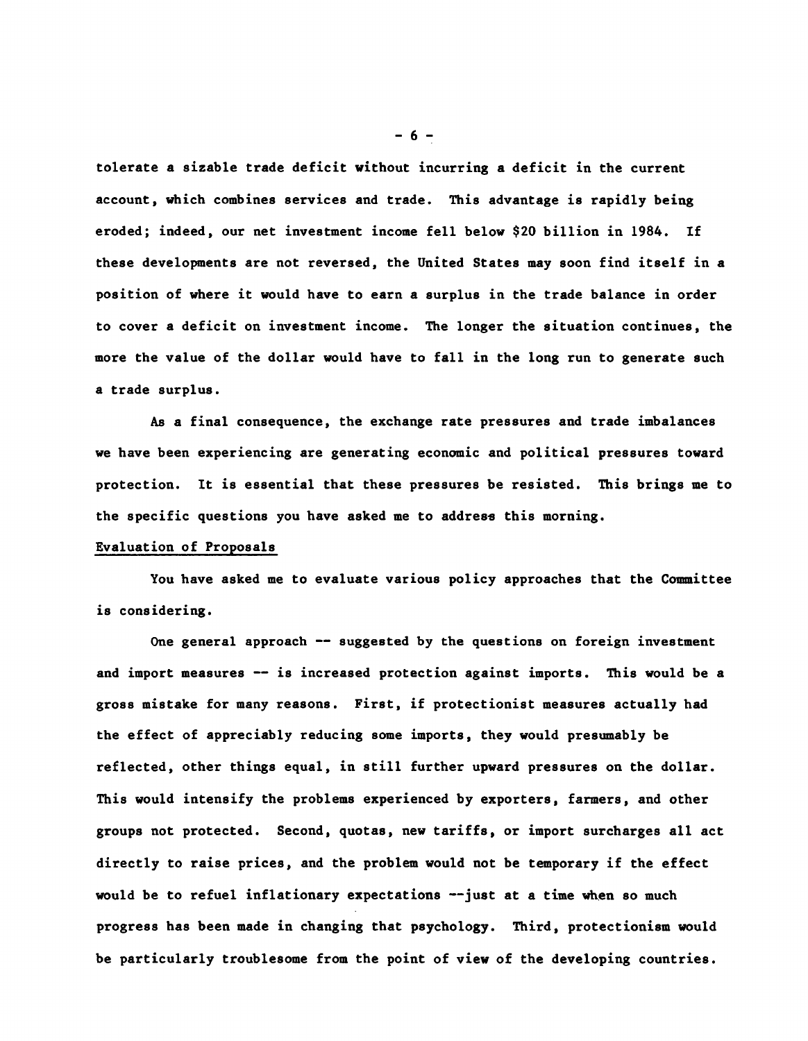tolerate a sizable trade deficit without incurring a deficit in the current account, which combines services and trade. This advantage is rapidly being eroded; indeed, our net investment income fell below $20 billion in 1984. If these developments are not reversed, the United States may soon find itself in a position of where it would have to earn a surplus in the trade balance in order to cover a deficit on investment income. The longer the situation continues, the more the value of the dollar would have to fall in the long run to generate such a trade surplus.

As a final consequence, the exchange rate pressures and trade imbalances we have been experiencing are generating economic and political pressures toward protection. It is essential that these pressures be resisted. This brings me to the specific questions you have asked me to address this morning.

## Evaluation of Proposals

You have asked me to evaluate various policy approaches that the Committee is considering.

One general approach -- suggested by the questions on foreign investment and import measures -- is increased protection against imports. This would be a gross mistake for many reasons. First, if protectionist measures actually had the effect of appreciably reducing some imports, they would presumably be reflected, other things equal, in still further upward pressures on the dollar. This would intensify the problems experienced by exporters, farmers, and other groups not protected. Second, quotas, new tariffs, or import surcharges all act directly to raise prices, and the problem would not be temporary if the effect would be to refuel inflationary expectations --just at a time when so much progress has been made in changing that psychology. Third, protectionism would be particularly troublesome from the point of view of the developing countries.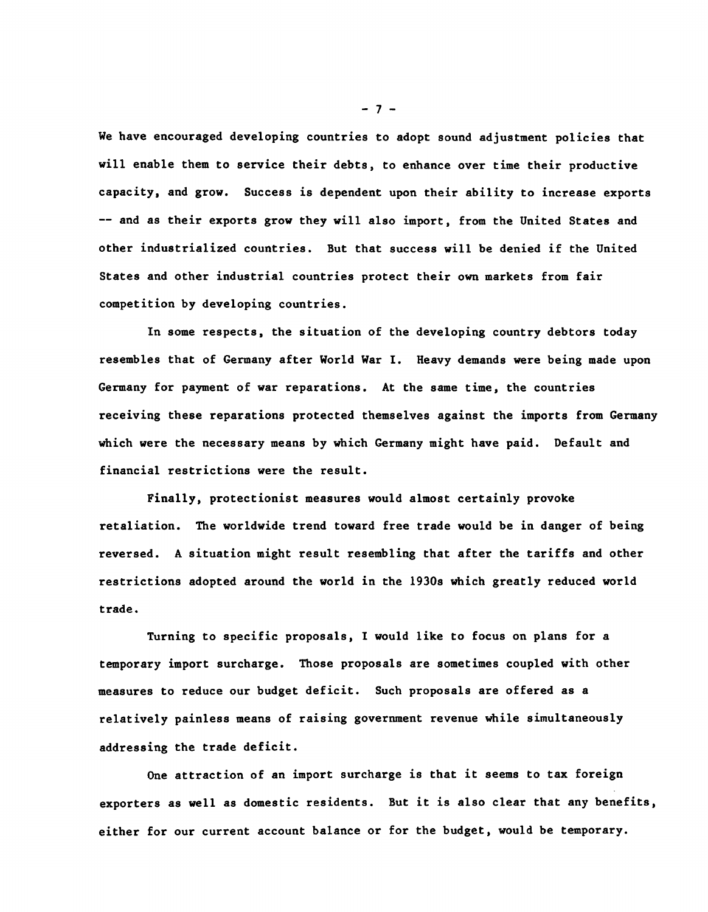We have encouraged developing countries to adopt sound adjustment policies that will enable them to service their debts, to enhance over time their productive capacity, and grow. Success is dependent upon their ability to increase exports -- and as their exports grow they will also import, from the United States and other industrialized countries. But that success will be denied if the United States and other industrial countries protect their own markets from fair competition by developing countries.

In some respects, the situation of the developing country debtors today resembles that of Germany after World War I. Heavy demands were being made upon Germany for payment of war reparations. At the same time, the countries receiving these reparations protected themselves against the imports from Germany which were the necessary means by which Germany might have paid. Default and financial restrictions were the result.

Finally, protectionist measures would almost certainly provoke retaliation. The worldwide trend toward free trade would be in danger of being reversed. A situation might result resembling that after the tariffs and other restrictions adopted around the world in the 1930s which greatly reduced world trade.

Turning to specific proposals, I would like to focus on plans for a temporary import surcharge. Those proposals are sometimes coupled with other measures to reduce our budget deficit. Such proposals are offered as a relatively painless means of raising government revenue while simultaneously addressing the trade deficit.

One attraction of an import surcharge is that it seems to tax foreign exporters as well as domestic residents. But it is also clear that any benefits, either for our current account balance or for the budget, would be temporary.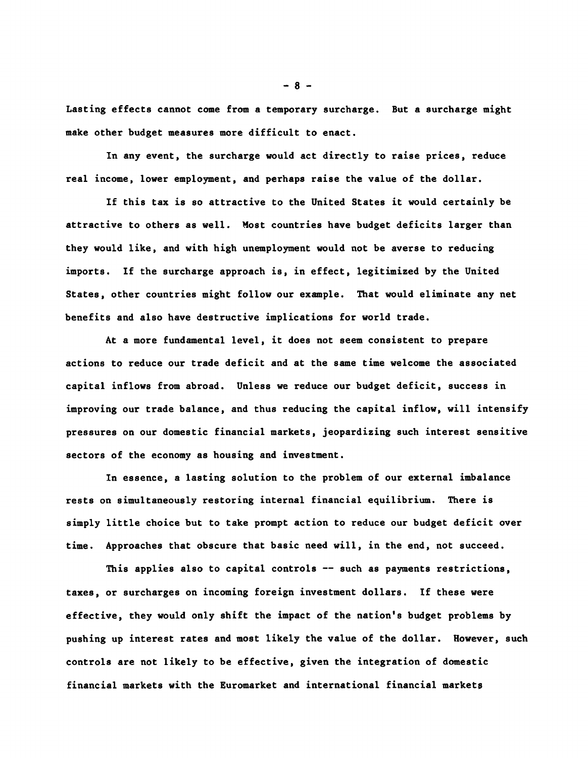Lasting effects cannot come from a temporary surcharge. But a surcharge might make other budget measures more difficult to enact.

In any event, the surcharge would act directly to raise prices, reduce real income, lower employment, and perhaps raise the value of the dollar.

If this tax is so attractive to the United States it would certainly be attractive to others as well. Most countries have budget deficits larger than they would like, and with high unemployment would not be averse to reducing imports. If the surcharge approach is, in effect, legitimized by the United States, other countries might follow our example. That would eliminate any net benefits and also have destructive implications for world trade.

At a more fundamental level, it does not seem consistent to prepare actions to reduce our trade deficit and at the same time welcome the associated capital inflows from abroad. Unless we reduce our budget deficit, success in improving our trade balance, and thus reducing the capital inflow, will intensify pressures on our domestic financial markets, jeopardizing such interest sensitive sectors of the economy as housing and investment.

In essence, a lasting solution to the problem of our external imbalance rests on simultaneously restoring internal financial equilibrium. There is simply little choice but to take prompt action to reduce our budget deficit over time. Approaches that obscure that basic need will, in the end, not succeed.

This applies also to capital controls -- such as payments restrictions, taxes, or surcharges on incoming foreign investment dollars. If these were effective, they would only shift the impact of the nation's budget problems by pushing up interest rates and most likely the value of the dollar. However, such controls are not likely to be effective, given the integration of domestic financial markets with the Euromarket and international financial markets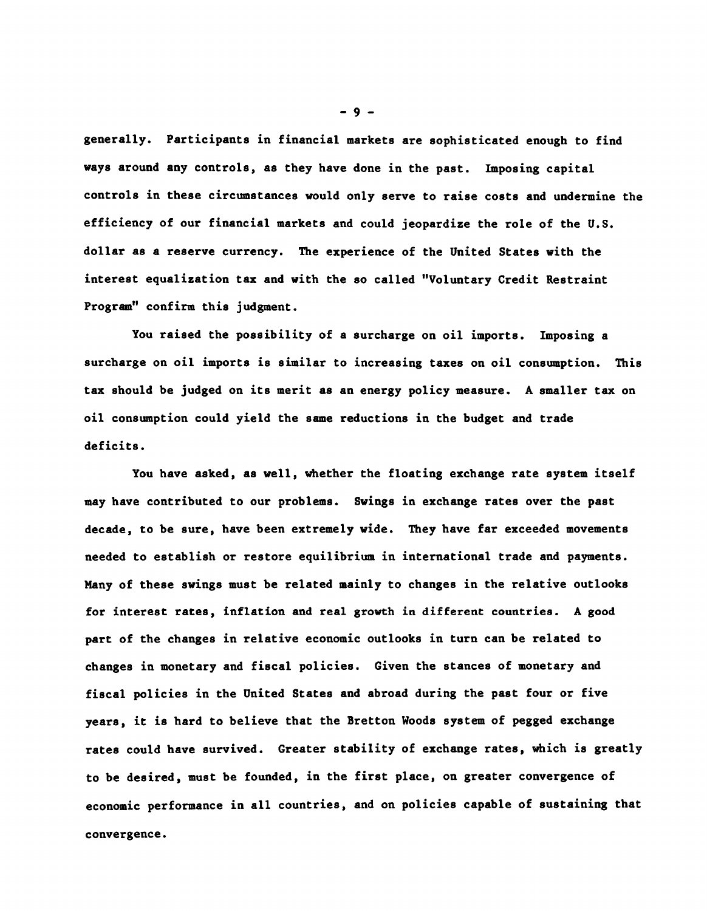generally. Participants in financial markets are sophisticated enough to find ways around any controls, as they have done in the past. Imposing capital controls in these circumstances would only serve to raise costs and undermine the efficiency of our financial markets and could jeopardize the role of the U.S. dollar as a reserve currency. The experience of the United States with the interest equalization tax and with the so called "Voluntary Credit Restraint Program" confirm this judgment.

You raised the possibility of a surcharge on oil imports. Imposing a surcharge on oil imports is similar to increasing taxes on oil consumption. This tax should be judged on its merit as an energy policy measure. A smaller tax on oil consumption could yield the same reductions in the budget and trade deficits.

You have asked, as well, whether the floating exchange rate system itself may have contributed to our problems. Swings in exchange rates over the past decade, to be sure, have been extremely wide. They have far exceeded movements needed to establish or restore equilibrium in international trade and payments. Many of these swings must be related mainly to changes in the relative outlooks for interest rates, inflation and real growth in different countries. A good part of the changes in relative economic outlooks in turn can be related to changes in monetary and fiscal policies. Given the stances of monetary and fiscal policies in the United States and abroad during the past four or five years, it is hard to believe that the Bretton Woods system of pegged exchange rates could have survived. Greater stability of exchange rates, which is greatly to be desired, must be founded, in the first place, on greater convergence of economic performance in all countries, and on policies capable of sustaining that convergence.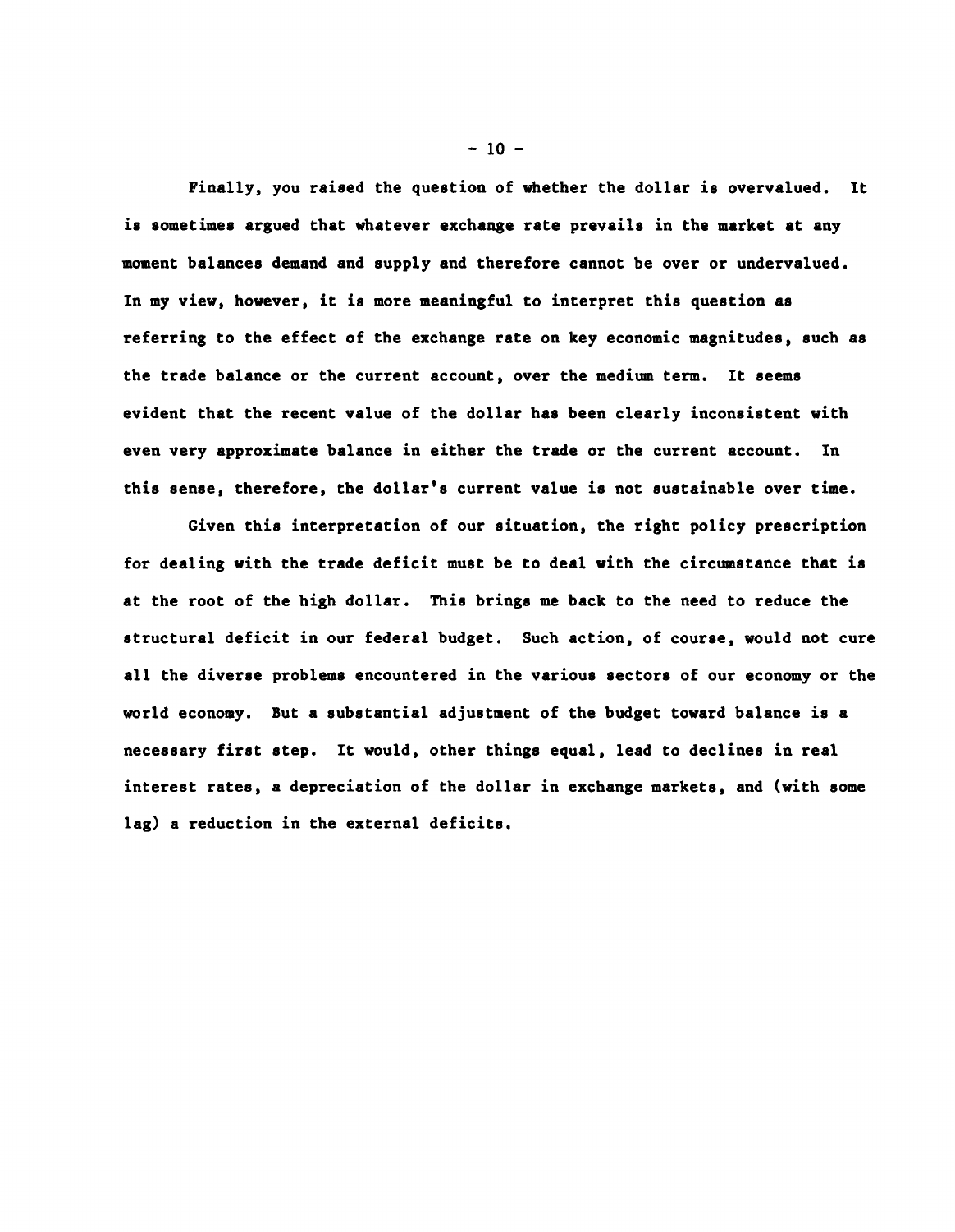Finally, you raised the question of whether the dollar is overvalued. It is sometimes argued that whatever exchange rate prevails in the market at any moment balances demand and supply and therefore cannot be over or undervalued. In my view, however, it is more meaningful to interpret this question as referring to the effect of the exchange rate on key economic magnitudes, such as the trade balance or the current account, over the medium term. It seems evident that the recent value of the dollar has been clearly inconsistent with even very approximate balance in either the trade or the current account. In this sense, therefore, the dollar's current value is not sustainable over time.

Given this interpretation of our situation, the right policy prescription for dealing with the trade deficit must be to deal with the circumstance that is at the root of the high dollar. This brings me back to the need to reduce the structural deficit in our federal budget. Such action, of course, would not cure all the diverse problems encountered in the various sectors of our economy or the world economy. But a substantial adjustment of the budget toward balance is a necessary first step. It would, other things equal, lead to declines in real interest rates, a depreciation of the dollar in exchange markets, and (with some lag) a reduction in the external deficits.